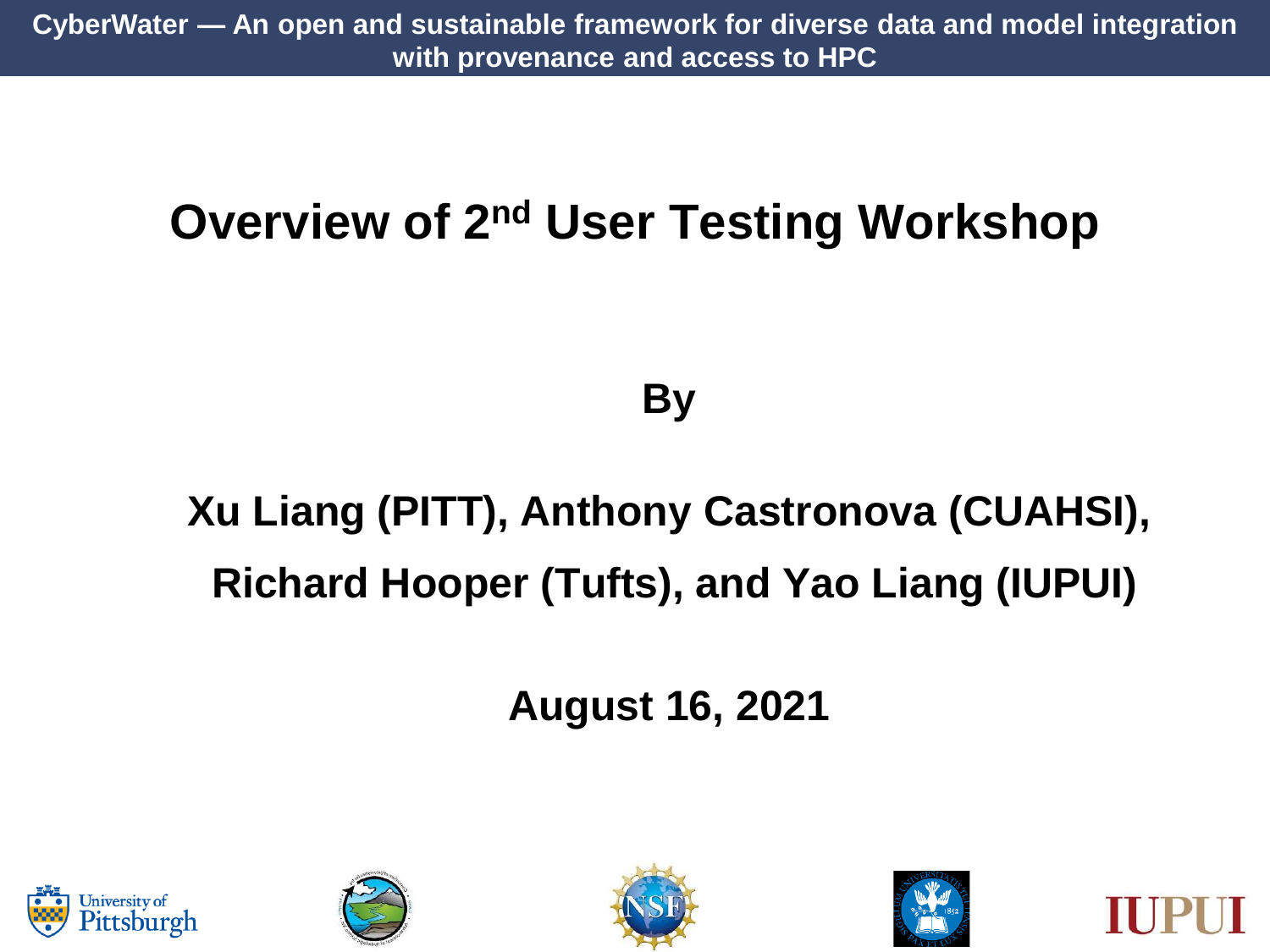**CyberWater — An open and sustainable framework for diverse data and model integration with provenance and access to HPC**

# Overview of 2nd User Testing Workshop

**By**

**Xu Liang (PITT), Anthony Castronova (CUAHSI), Richard Hooper (Tufts), and Yao Liang (IUPUI)**

**August 16, 2021**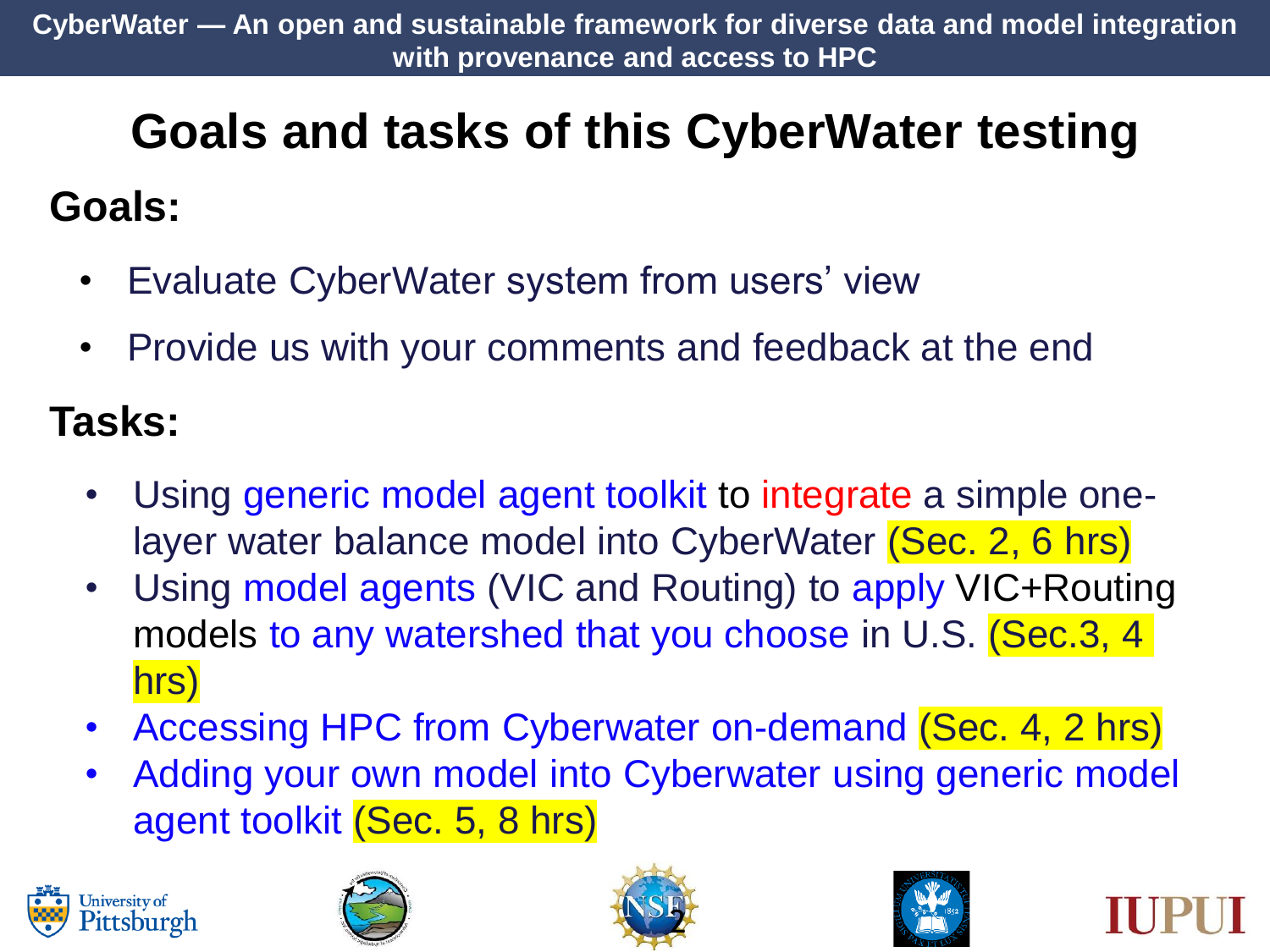# Goals and tasks of this CyberWater testing

## Goals:

- Evaluate CyberWater system from users' view
- Provide us with your comments and feedback at the end

## Tasks:

- Using generic model agent toolkit to integrate a simple one-layer water balance model into CyberWater (Sec. 2, 6 hrs)
- Using model agents (VIC and Routing) to apply VIC+Routing models to any watershed that you choose in U.S. (Sec.3, 4 hrs)
- Accessing HPC from Cyberwater on-demand (Sec. 4, 2 hrs)
- Adding your own model into Cyberwater using generic model agent toolkit (Sec. 5, 8 hrs)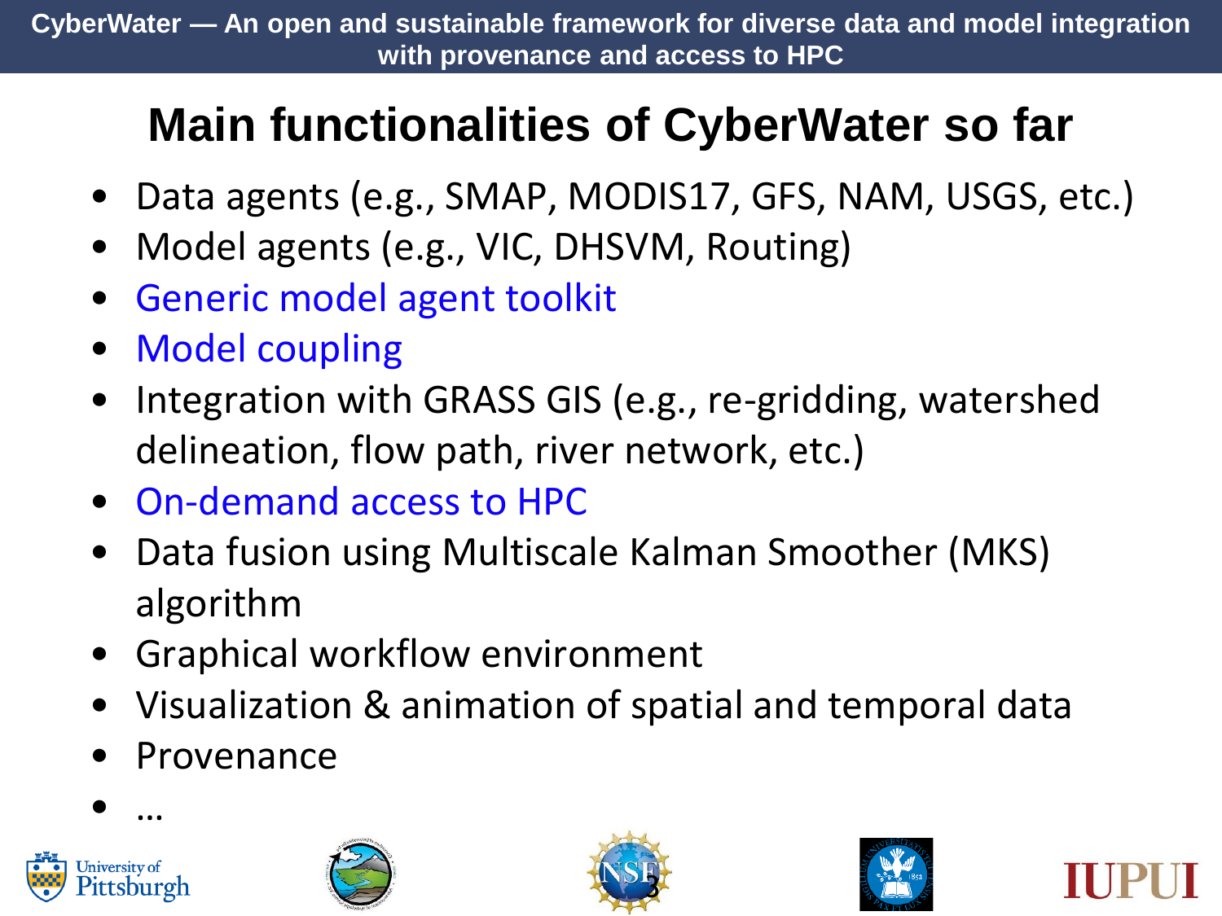# Main functionalities of CyberWater so far

- Data agents (e.g., SMAP, MODIS17, GFS, NAM, USGS, etc.)
- Model agents (e.g., VIC, DHSVM, Routing)
- Generic model agent toolkit
- Model coupling
- Integration with GRASS GIS (e.g., re-gridding, watershed delineation, flow path, river network, etc.)
- On-demand access to HPC
- Data fusion using Multiscale Kalman Smoother (MKS) algorithm
- Graphical workflow environment
- Visualization & animation of spatial and temporal data
- Provenance
- …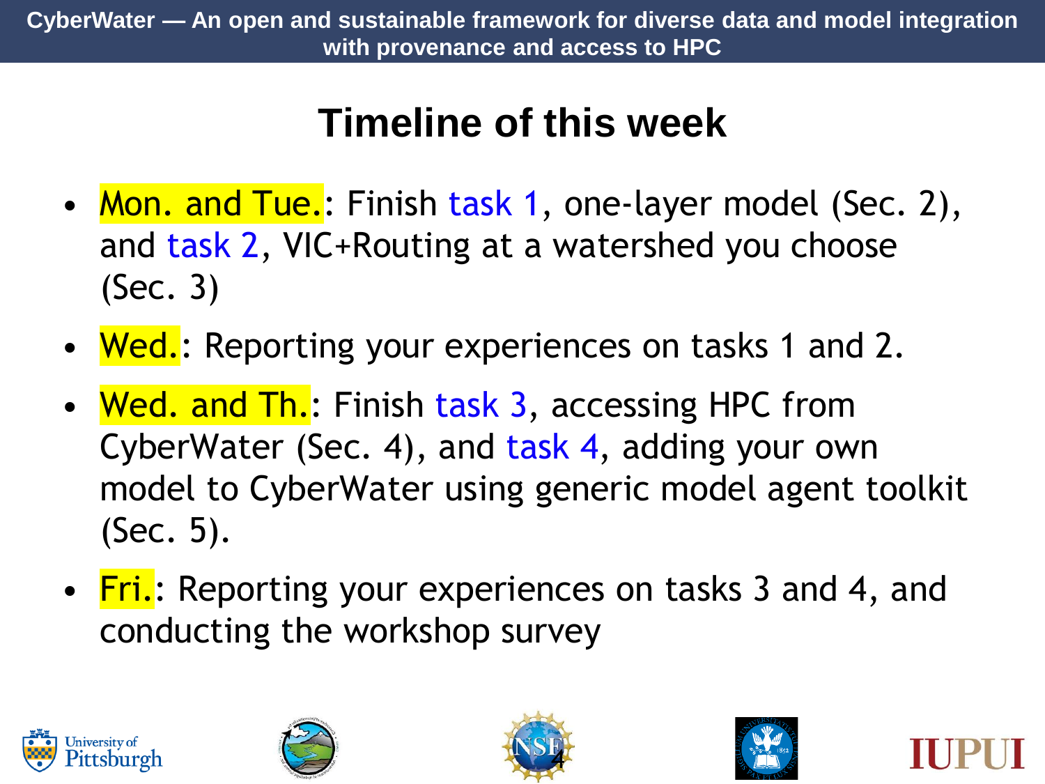# Timeline of this week

- Mon. and Tue.: Finish task 1, one-layer model (Sec. 2), and task 2, VIC+Routing at a watershed you choose (Sec. 3)
- Wed.: Reporting your experiences on tasks 1 and 2.
- Wed. and Th.: Finish task 3, accessing HPC from CyberWater (Sec. 4), and task 4, adding your own model to CyberWater using generic model agent toolkit (Sec. 5).
- Fri.: Reporting your experiences on tasks 3 and 4, and conducting the workshop survey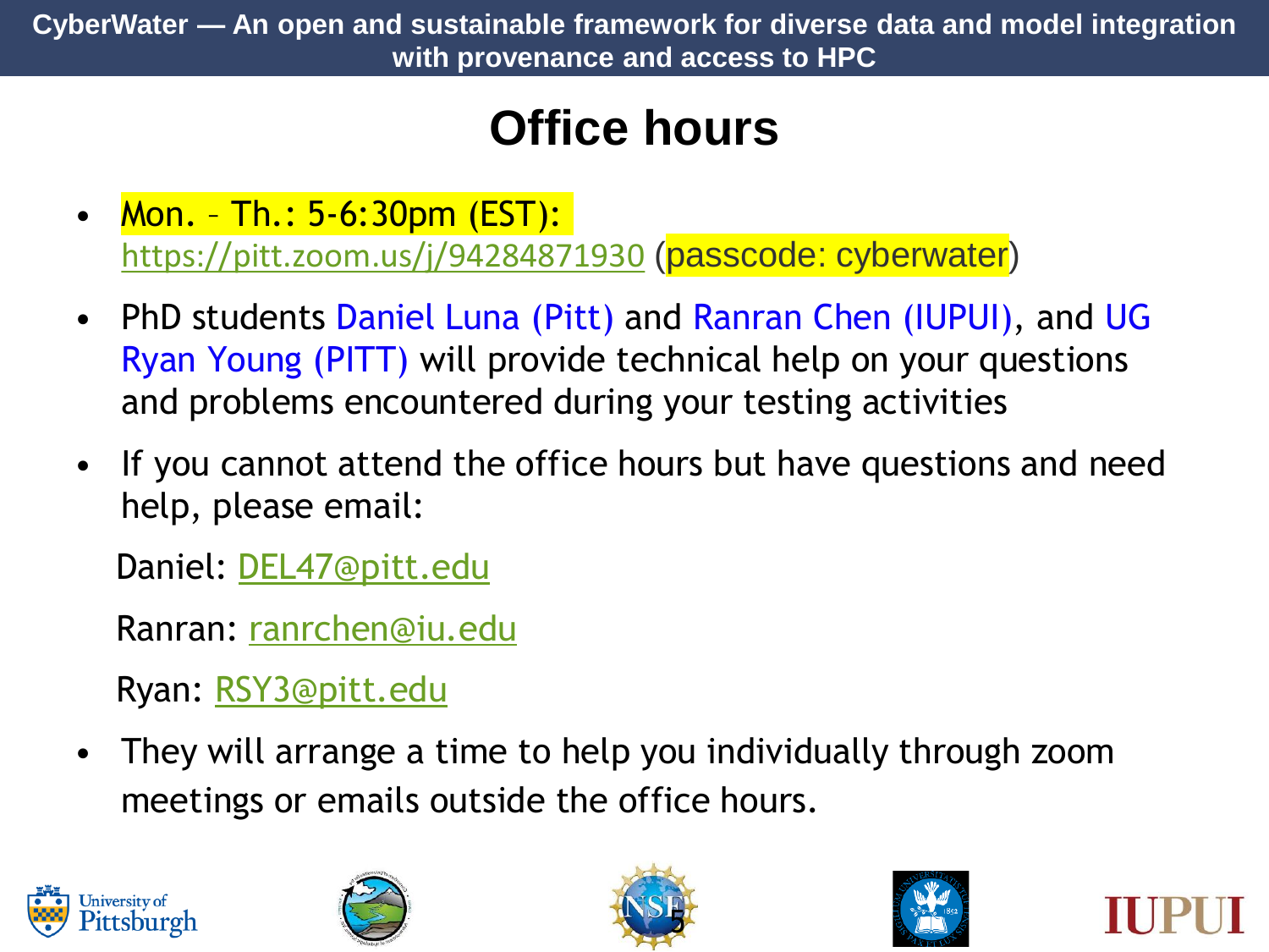# Office hours

- Mon. – Th.: 5-6:30pm (EST): https://pitt.zoom.us/j/94284871930 (passcode: cyberwater)
- PhD students Daniel Luna (Pitt) and Ranran Chen (IUPUI), and UG Ryan Young (PITT) will provide technical help on your questions and problems encountered during your testing activities
- If you cannot attend the office hours but have questions and need help, please email:

  Daniel: DEL47@pitt.edu

  Ranran: ranrchen@iu.edu

  Ryan: RSY3@pitt.edu
- They will arrange a time to help you individually through zoom meetings or emails outside the office hours.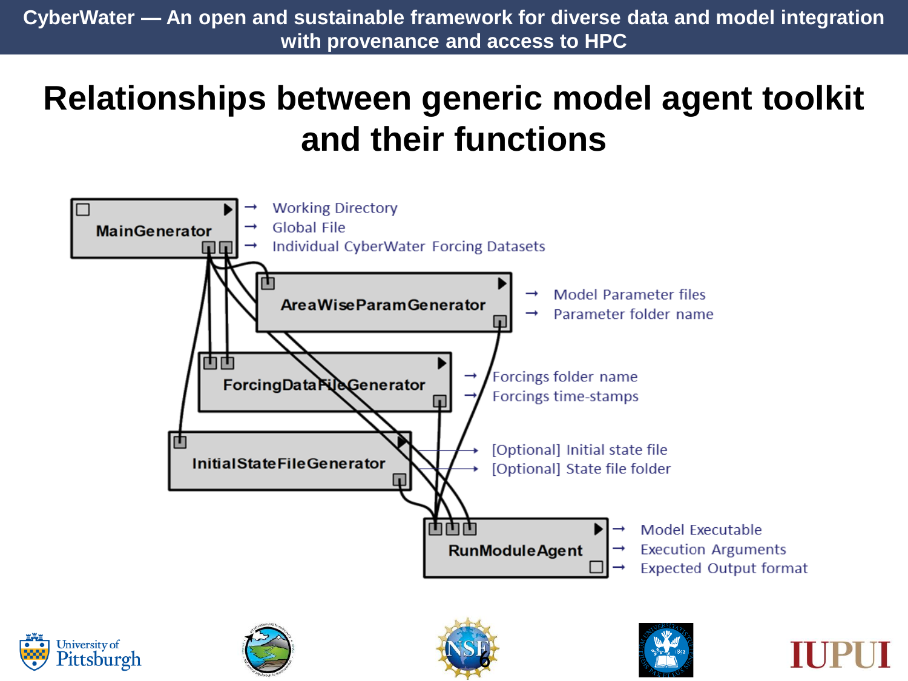# Relationships between generic model agent toolkit and their functions

**MainGenerator**
- Working Directory
- Global File
- Individual CyberWater Forcing Datasets

**AreaWiseParamGenerator**
- Model Parameter files
- Parameter folder name

**ForcingDataFileGenerator**
- Forcings folder name
- Forcings time-stamps

**InitialStateFileGenerator**
- [Optional] Initial state file
- [Optional] State file folder

**RunModuleAgent**
- Model Executable
- Execution Arguments
- Expected Output format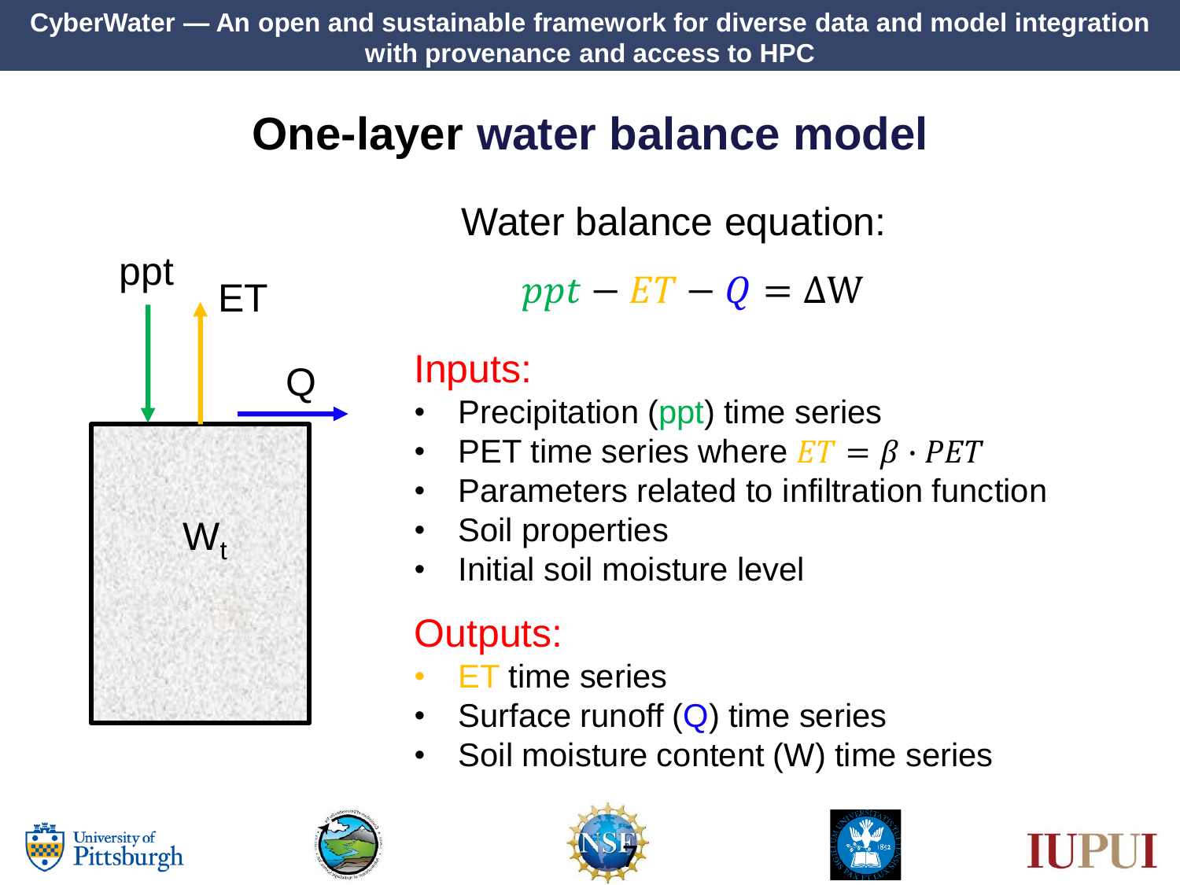# One-layer water balance model

ppt

ET

Q

$W_t$

Water balance equation:

$$ppt - ET - Q = \Delta W$$

## Inputs:

- Precipitation (ppt) time series
- PET time series where $ET = \beta \cdot PET$
- Parameters related to infiltration function
- Soil properties
- Initial soil moisture level

## Outputs:

- ET time series
- Surface runoff (Q) time series
- Soil moisture content (W) time series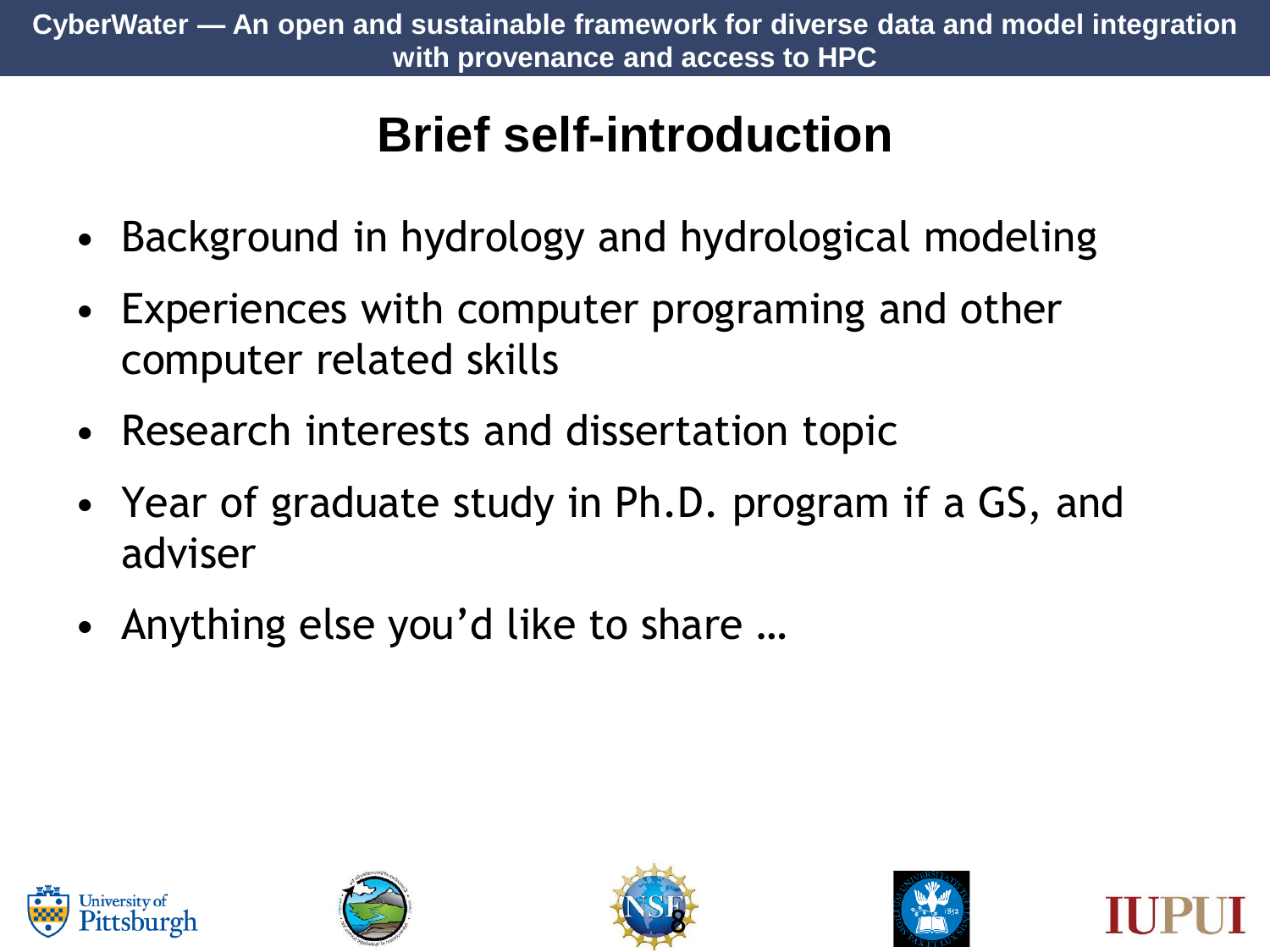# Brief self-introduction

- Background in hydrology and hydrological modeling
- Experiences with computer programing and other computer related skills
- Research interests and dissertation topic
- Year of graduate study in Ph.D. program if a GS, and adviser
- Anything else you'd like to share …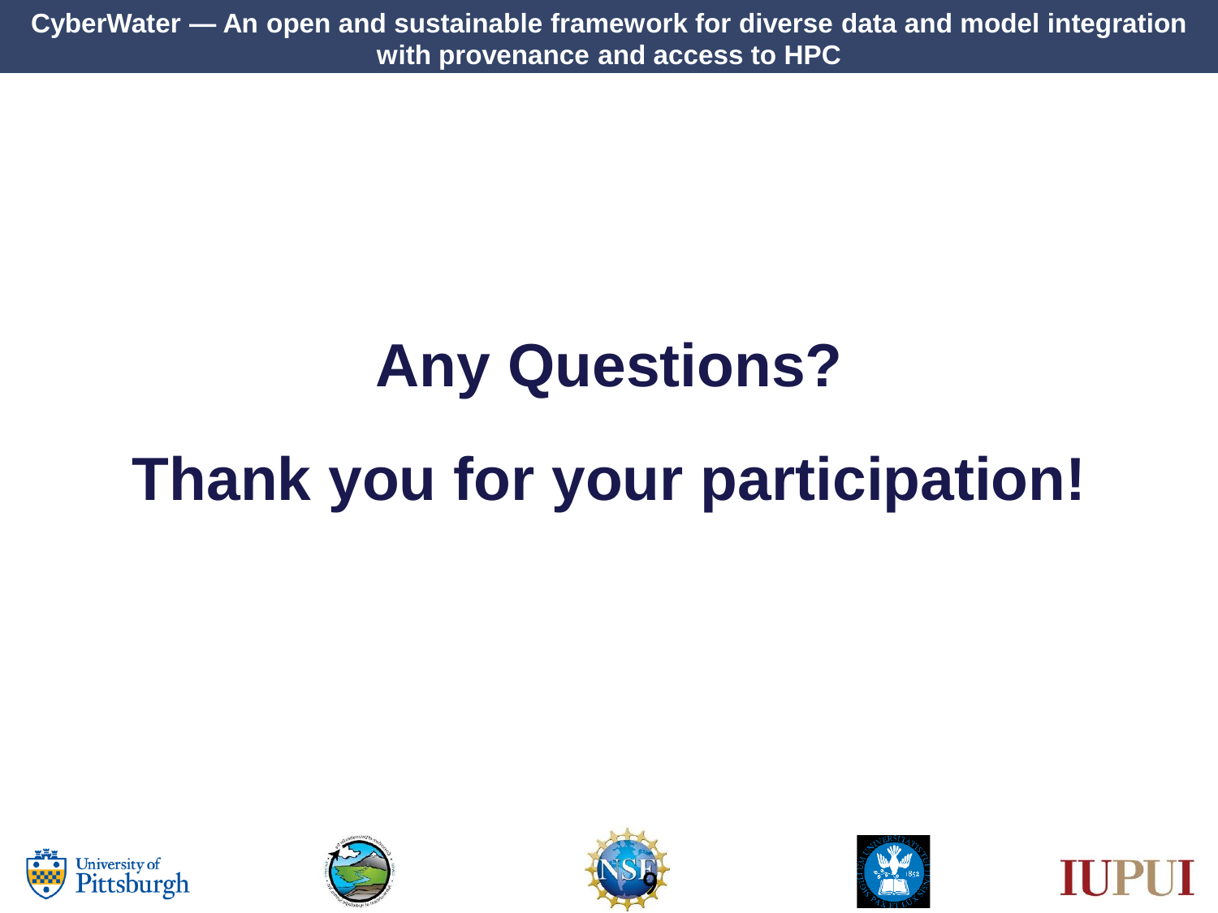# Any Questions?

# Thank you for your participation!